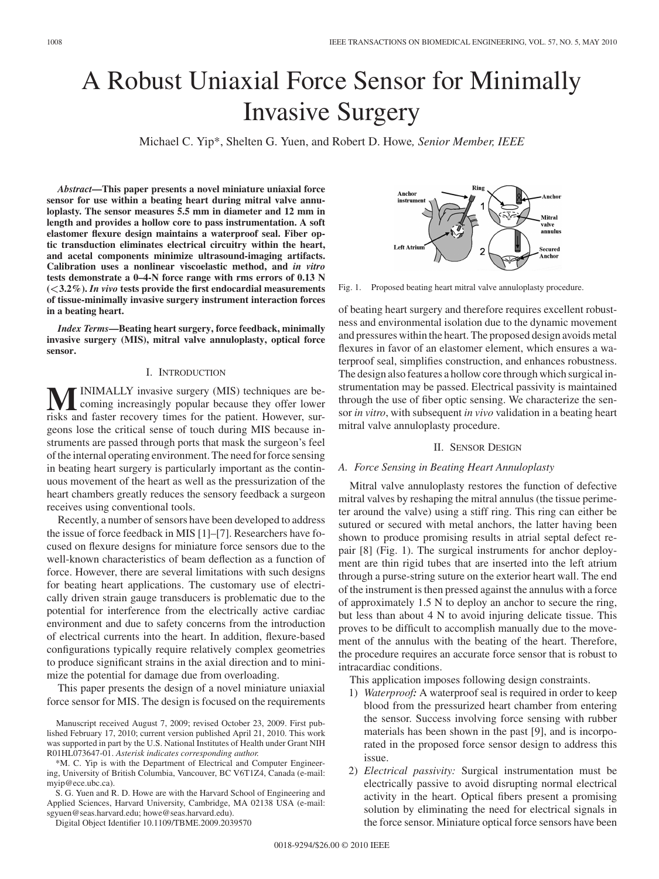# A Robust Uniaxial Force Sensor for Minimally Invasive Surgery

Michael C. Yip*, Shelten G. Yuen, and Robert D. Howe, *Senior Member, IEEE*

***Abstract*—This paper presents a novel miniature uniaxial force sensor for use within a beating heart during mitral valve annuloplasty. The sensor measures 5.5 mm in diameter and 12 mm in length and provides a hollow core to pass instrumentation. A soft elastomer flexure design maintains a waterproof seal. Fiber optic transduction eliminates electrical circuitry within the heart, and acetal components minimize ultrasound-imaging artifacts. Calibration uses a nonlinear viscoelastic method, and *in vitro* tests demonstrate a 0–4-N force range with rms errors of 0.13 N (<3.2%). *In vivo* tests provide the first endocardial measurements of tissue-minimally invasive surgery instrument interaction forces in a beating heart.**

***Index Terms*—Beating heart surgery, force feedback, minimally invasive surgery (MIS), mitral valve annuloplasty, optical force sensor.**

## I. Introduction

MINIMALLY invasive surgery (MIS) techniques are becoming increasingly popular because they offer lower risks and faster recovery times for the patient. However, surgeons lose the critical sense of touch during MIS because instruments are passed through ports that mask the surgeon's feel of the internal operating environment. The need for force sensing in beating heart surgery is particularly important as the continuous movement of the heart as well as the pressurization of the heart chambers greatly reduces the sensory feedback a surgeon receives using conventional tools.

Recently, a number of sensors have been developed to address the issue of force feedback in MIS [1]–[7]. Researchers have focused on flexure designs for miniature force sensors due to the well-known characteristics of beam deflection as a function of force. However, there are several limitations with such designs for beating heart applications. The customary use of electrically driven strain gauge transducers is problematic due to the potential for interference from the electrically active cardiac environment and due to safety concerns from the introduction of electrical currents into the heart. In addition, flexure-based configurations typically require relatively complex geometries to produce significant strains in the axial direction and to minimize the potential for damage due from overloading.

This paper presents the design of a novel miniature uniaxial force sensor for MIS. The design is focused on the requirements of beating heart surgery and therefore requires excellent robustness and environmental isolation due to the dynamic movement and pressures within the heart. The proposed design avoids metal flexures in favor of an elastomer element, which ensures a waterproof seal, simplifies construction, and enhances robustness. The design also features a hollow core through which surgical instrumentation may be passed. Electrical passivity is maintained through the use of fiber optic sensing. We characterize the sensor *in vitro*, with subsequent *in vivo* validation in a beating heart mitral valve annuloplasty procedure.

Manuscript received August 7, 2009; revised October 23, 2009. First published February 17, 2010; current version published April 21, 2010. This work was supported in part by the U.S. National Institutes of Health under Grant NIH R01HL073647-01. *Asterisk indicates corresponding author.*

*M. C. Yip is with the Department of Electrical and Computer Engineering, University of British Columbia, Vancouver, BC V6T1Z4, Canada (e-mail: myip@ece.ubc.ca).

S. G. Yuen and R. D. Howe are with the Harvard School of Engineering and Applied Sciences, Harvard University, Cambridge, MA 02138 USA (e-mail: sgyuen@seas.harvard.edu; howe@seas.harvard.edu).

Digital Object Identifier 10.1109/TBME.2009.2039570

Fig. 1. Proposed beating heart mitral valve annuloplasty procedure.

## II. Sensor Design

### A. Force Sensing in Beating Heart Annuloplasty

Mitral valve annuloplasty restores the function of defective mitral valves by reshaping the mitral annulus (the tissue perimeter around the valve) using a stiff ring. This ring can either be sutured or secured with metal anchors, the latter having been shown to produce promising results in atrial septal defect repair [8] (Fig. 1). The surgical instruments for anchor deployment are thin rigid tubes that are inserted into the left atrium through a purse-string suture on the exterior heart wall. The end of the instrument is then pressed against the annulus with a force of approximately 1.5 N to deploy an anchor to secure the ring, but less than about 4 N to avoid injuring delicate tissue. This proves to be difficult to accomplish manually due to the movement of the annulus with the beating of the heart. Therefore, the procedure requires an accurate force sensor that is robust to intracardiac conditions.

This application imposes following design constraints.

1) ***Waterproof:*** A waterproof seal is required in order to keep blood from the pressurized heart chamber from entering the sensor. Success involving force sensing with rubber materials has been shown in the past [9], and is incorporated in the proposed force sensor design to address this issue.
2) *Electrical passivity:* Surgical instrumentation must be electrically passive to avoid disrupting normal electrical activity in the heart. Optical fibers present a promising solution by eliminating the need for electrical signals in the force sensor. Miniature optical force sensors have been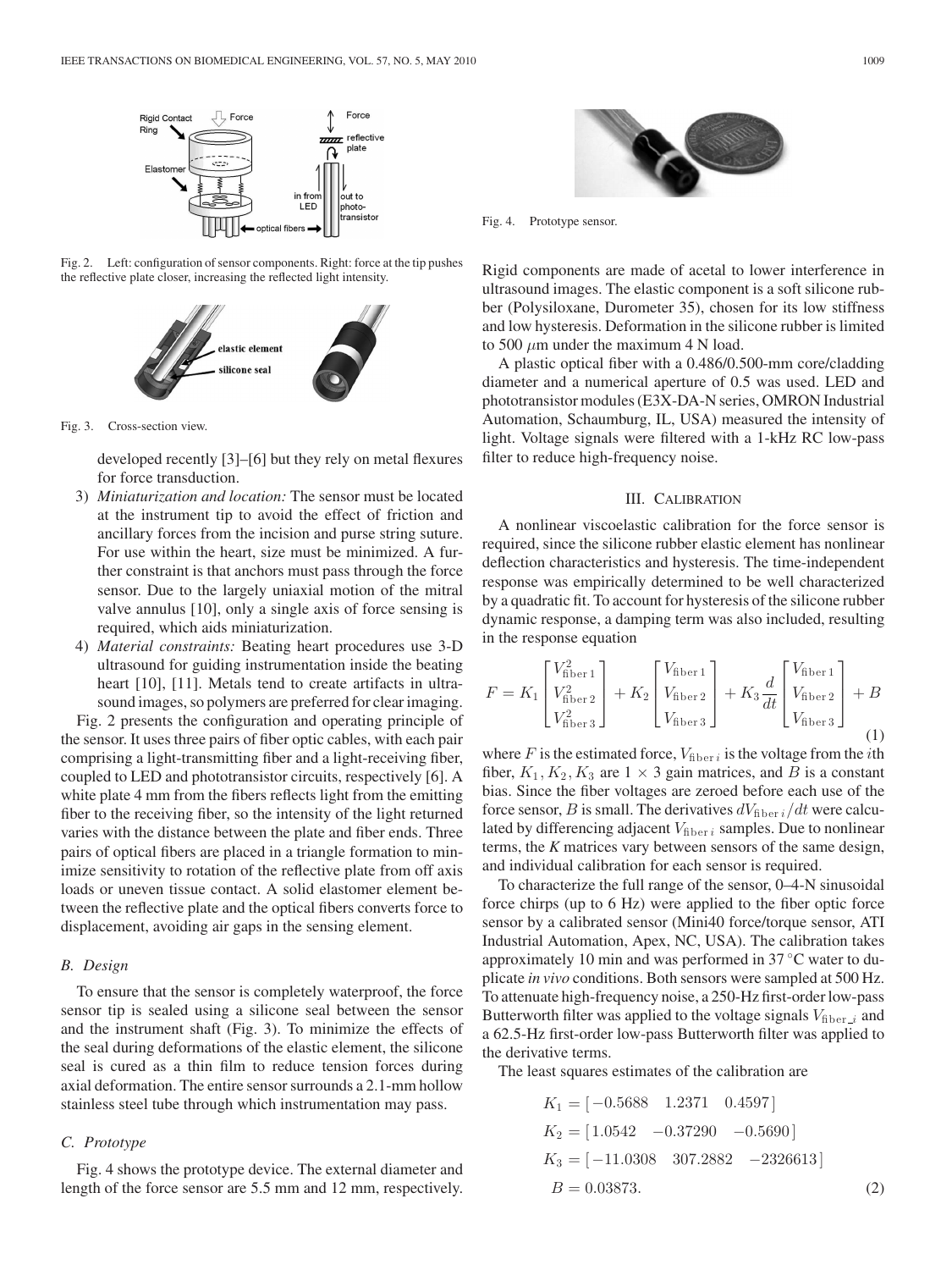Fig. 2. Left: configuration of sensor components. Right: force at the tip pushes the reflective plate closer, increasing the reflected light intensity.

Fig. 3. Cross-section view.

developed recently [3]–[6] but they rely on metal flexures for force transduction.

3) *Miniaturization and location:* The sensor must be located at the instrument tip to avoid the effect of friction and ancillary forces from the incision and purse string suture. For use within the heart, size must be minimized. A further constraint is that anchors must pass through the force sensor. Due to the largely uniaxial motion of the mitral valve annulus [10], only a single axis of force sensing is required, which aids miniaturization.
4) *Material constraints:* Beating heart procedures use 3-D ultrasound for guiding instrumentation inside the beating heart [10], [11]. Metals tend to create artifacts in ultrasound images, so polymers are preferred for clear imaging.

Fig. 2 presents the configuration and operating principle of the sensor. It uses three pairs of fiber optic cables, with each pair comprising a light-transmitting fiber and a light-receiving fiber, coupled to LED and phototransistor circuits, respectively [6]. A white plate 4 mm from the fibers reflects light from the emitting fiber to the receiving fiber, so the intensity of the light returned varies with the distance between the plate and fiber ends. Three pairs of optical fibers are placed in a triangle formation to minimize sensitivity to rotation of the reflective plate from off axis loads or uneven tissue contact. A solid elastomer element between the reflective plate and the optical fibers converts force to displacement, avoiding air gaps in the sensing element.

### B. Design

To ensure that the sensor is completely waterproof, the force sensor tip is sealed using a silicone seal between the sensor and the instrument shaft (Fig. 3). To minimize the effects of the seal during deformations of the elastic element, the silicone seal is cured as a thin film to reduce tension forces during axial deformation. The entire sensor surrounds a 2.1-mm hollow stainless steel tube through which instrumentation may pass.

### C. Prototype

Fig. 4 shows the prototype device. The external diameter and length of the force sensor are 5.5 mm and 12 mm, respectively.

Fig. 4. Prototype sensor.

Rigid components are made of acetal to lower interference in ultrasound images. The elastic component is a soft silicone rubber (Polysiloxane, Durometer 35), chosen for its low stiffness and low hysteresis. Deformation in the silicone rubber is limited to 500 $\mu$m under the maximum 4 N load.

A plastic optical fiber with a 0.486/0.500-mm core/cladding diameter and a numerical aperture of 0.5 was used. LED and phototransistor modules (E3X-DA-N series, OMRON Industrial Automation, Schaumburg, IL, USA) measured the intensity of light. Voltage signals were filtered with a 1-kHz RC low-pass filter to reduce high-frequency noise.

## III. Calibration

A nonlinear viscoelastic calibration for the force sensor is required, since the silicone rubber elastic element has nonlinear deflection characteristics and hysteresis. The time-independent response was empirically determined to be well characterized by a quadratic fit. To account for hysteresis of the silicone rubber dynamic response, a damping term was also included, resulting in the response equation

$$F = K_1 \begin{bmatrix} V_{\text{fiber}\,1}^2 \\ V_{\text{fiber}\,2}^2 \\ V_{\text{fiber}\,3}^2 \end{bmatrix} + K_2 \begin{bmatrix} V_{\text{fiber}\,1} \\ V_{\text{fiber}\,2} \\ V_{\text{fiber}\,3} \end{bmatrix} + K_3 \frac{d}{dt} \begin{bmatrix} V_{\text{fiber}\,1} \\ V_{\text{fiber}\,2} \\ V_{\text{fiber}\,3} \end{bmatrix} + B \tag{1}$$

where $F$ is the estimated force, $V_{\text{fiber}\,i}$ is the voltage from the $i$th fiber, $K_1, K_2, K_3$ are $1 \times 3$ gain matrices, and $B$ is a constant bias. Since the fiber voltages are zeroed before each use of the force sensor, $B$ is small. The derivatives $dV_{\text{fiber}\,i}/dt$ were calculated by differencing adjacent $V_{\text{fiber}\,i}$ samples. Due to nonlinear terms, the *K* matrices vary between sensors of the same design, and individual calibration for each sensor is required.

To characterize the full range of the sensor, 0–4-N sinusoidal force chirps (up to 6 Hz) were applied to the fiber optic force sensor by a calibrated sensor (Mini40 force/torque sensor, ATI Industrial Automation, Apex, NC, USA). The calibration takes approximately 10 min and was performed in 37 °C water to duplicate *in vivo* conditions. Both sensors were sampled at 500 Hz. To attenuate high-frequency noise, a 250-Hz first-order low-pass Butterworth filter was applied to the voltage signals $V_{\text{fiber}\_i}$ and a 62.5-Hz first-order low-pass Butterworth filter was applied to the derivative terms.

The least squares estimates of the calibration are

$$\begin{aligned} K_1 &= [-0.5688 \quad 1.2371 \quad 0.4597] \\ K_2 &= [1.0542 \quad -0.37290 \quad -0.5690] \\ K_3 &= [-11.0308 \quad 307.2882 \quad -2326613] \\ B &= 0.03873. \end{aligned} \tag{2}$$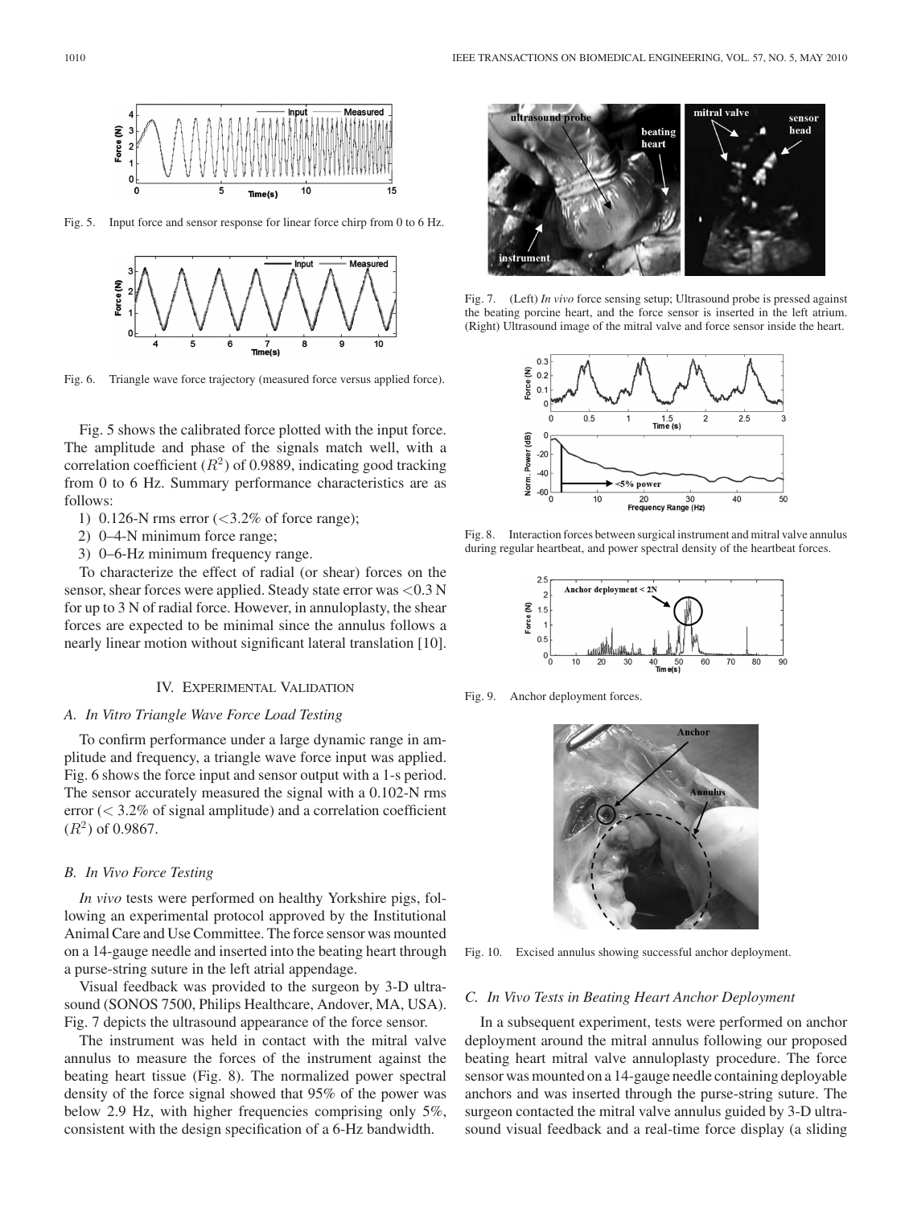Fig. 5. Input force and sensor response for linear force chirp from 0 to 6 Hz.

Fig. 6. Triangle wave force trajectory (measured force versus applied force).

Fig. 5 shows the calibrated force plotted with the input force. The amplitude and phase of the signals match well, with a correlation coefficient ($R^2$) of 0.9889, indicating good tracking from 0 to 6 Hz. Summary performance characteristics are as follows:

1) 0.126-N rms error (<3.2% of force range);
2) 0–4-N minimum force range;
3) 0–6-Hz minimum frequency range.

To characterize the effect of radial (or shear) forces on the sensor, shear forces were applied. Steady state error was <0.3 N for up to 3 N of radial force. However, in annuloplasty, the shear forces are expected to be minimal since the annulus follows a nearly linear motion without significant lateral translation [10].

## IV. Experimental Validation

### A. *In Vitro Triangle Wave Force Load Testing*

To confirm performance under a large dynamic range in amplitude and frequency, a triangle wave force input was applied. Fig. 6 shows the force input and sensor output with a 1-s period. The sensor accurately measured the signal with a 0.102-N rms error (< 3.2% of signal amplitude) and a correlation coefficient ($R^2$) of 0.9867.

### B. *In Vivo Force Testing*

*In vivo* tests were performed on healthy Yorkshire pigs, following an experimental protocol approved by the Institutional Animal Care and Use Committee. The force sensor was mounted on a 14-gauge needle and inserted into the beating heart through a purse-string suture in the left atrial appendage.

Visual feedback was provided to the surgeon by 3-D ultrasound (SONOS 7500, Philips Healthcare, Andover, MA, USA). Fig. 7 depicts the ultrasound appearance of the force sensor.

The instrument was held in contact with the mitral valve annulus to measure the forces of the instrument against the beating heart tissue (Fig. 8). The normalized power spectral density of the force signal showed that 95% of the power was below 2.9 Hz, with higher frequencies comprising only 5%, consistent with the design specification of a 6-Hz bandwidth.

Fig. 7. (Left) *In vivo* force sensing setup; Ultrasound probe is pressed against the beating porcine heart, and the force sensor is inserted in the left atrium. (Right) Ultrasound image of the mitral valve and force sensor inside the heart.

Fig. 8. Interaction forces between surgical instrument and mitral valve annulus during regular heartbeat, and power spectral density of the heartbeat forces.

Fig. 9. Anchor deployment forces.

Fig. 10. Excised annulus showing successful anchor deployment.

### C. *In Vivo Tests in Beating Heart Anchor Deployment*

In a subsequent experiment, tests were performed on anchor deployment around the mitral annulus following our proposed beating heart mitral valve annuloplasty procedure. The force sensor was mounted on a 14-gauge needle containing deployable anchors and was inserted through the purse-string suture. The surgeon contacted the mitral valve annulus guided by 3-D ultrasound visual feedback and a real-time force display (a sliding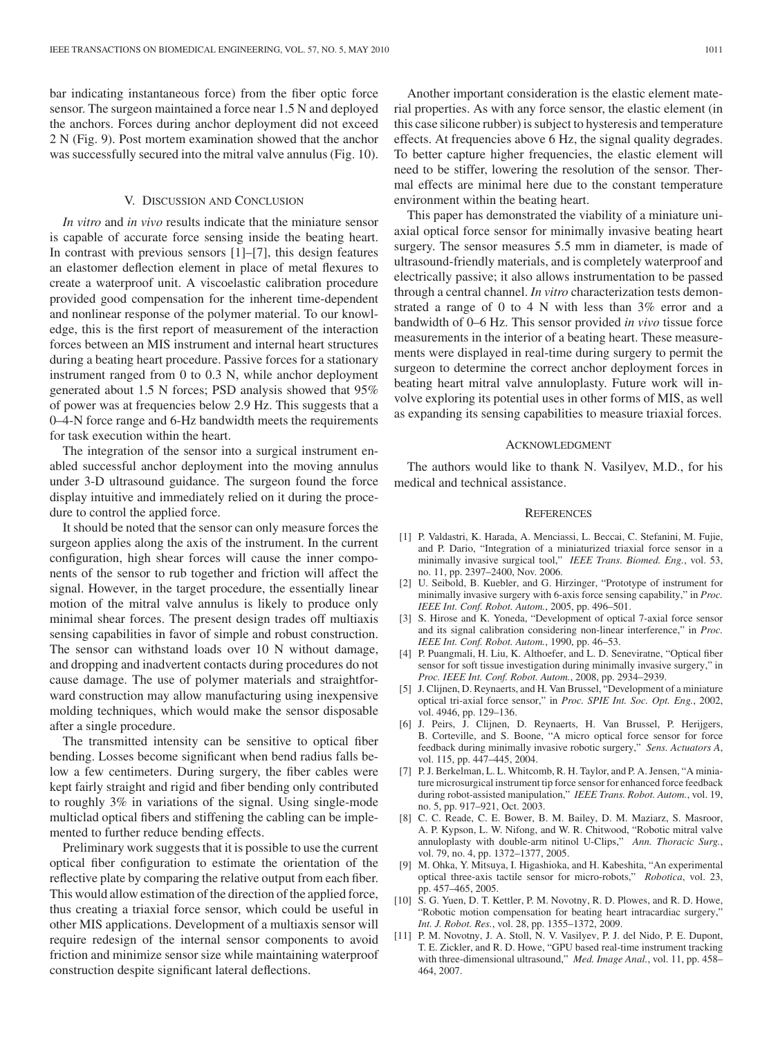bar indicating instantaneous force) from the fiber optic force sensor. The surgeon maintained a force near 1.5 N and deployed the anchors. Forces during anchor deployment did not exceed 2 N (Fig. 9). Post mortem examination showed that the anchor was successfully secured into the mitral valve annulus (Fig. 10).

## V. Discussion and Conclusion

*In vitro* and *in vivo* results indicate that the miniature sensor is capable of accurate force sensing inside the beating heart. In contrast with previous sensors [1]–[7], this design features an elastomer deflection element in place of metal flexures to create a waterproof unit. A viscoelastic calibration procedure provided good compensation for the inherent time-dependent and nonlinear response of the polymer material. To our knowledge, this is the first report of measurement of the interaction forces between an MIS instrument and internal heart structures during a beating heart procedure. Passive forces for a stationary instrument ranged from 0 to 0.3 N, while anchor deployment generated about 1.5 N forces; PSD analysis showed that 95% of power was at frequencies below 2.9 Hz. This suggests that a 0–4-N force range and 6-Hz bandwidth meets the requirements for task execution within the heart.

The integration of the sensor into a surgical instrument enabled successful anchor deployment into the moving annulus under 3-D ultrasound guidance. The surgeon found the force display intuitive and immediately relied on it during the procedure to control the applied force.

It should be noted that the sensor can only measure forces the surgeon applies along the axis of the instrument. In the current configuration, high shear forces will cause the inner components of the sensor to rub together and friction will affect the signal. However, in the target procedure, the essentially linear motion of the mitral valve annulus is likely to produce only minimal shear forces. The present design trades off multiaxis sensing capabilities in favor of simple and robust construction. The sensor can withstand loads over 10 N without damage, and dropping and inadvertent contacts during procedures do not cause damage. The use of polymer materials and straightforward construction may allow manufacturing using inexpensive molding techniques, which would make the sensor disposable after a single procedure.

The transmitted intensity can be sensitive to optical fiber bending. Losses become significant when bend radius falls below a few centimeters. During surgery, the fiber cables were kept fairly straight and rigid and fiber bending only contributed to roughly 3% in variations of the signal. Using single-mode multiclad optical fibers and stiffening the cabling can be implemented to further reduce bending effects.

Preliminary work suggests that it is possible to use the current optical fiber configuration to estimate the orientation of the reflective plate by comparing the relative output from each fiber. This would allow estimation of the direction of the applied force, thus creating a triaxial force sensor, which could be useful in other MIS applications. Development of a multiaxis sensor will require redesign of the internal sensor components to avoid friction and minimize sensor size while maintaining waterproof construction despite significant lateral deflections.

Another important consideration is the elastic element material properties. As with any force sensor, the elastic element (in this case silicone rubber) is subject to hysteresis and temperature effects. At frequencies above 6 Hz, the signal quality degrades. To better capture higher frequencies, the elastic element will need to be stiffer, lowering the resolution of the sensor. Thermal effects are minimal here due to the constant temperature environment within the beating heart.

This paper has demonstrated the viability of a miniature uniaxial optical force sensor for minimally invasive beating heart surgery. The sensor measures 5.5 mm in diameter, is made of ultrasound-friendly materials, and is completely waterproof and electrically passive; it also allows instrumentation to be passed through a central channel. *In vitro* characterization tests demonstrated a range of 0 to 4 N with less than 3% error and a bandwidth of 0–6 Hz. This sensor provided *in vivo* tissue force measurements in the interior of a beating heart. These measurements were displayed in real-time during surgery to permit the surgeon to determine the correct anchor deployment forces in beating heart mitral valve annuloplasty. Future work will involve exploring its potential uses in other forms of MIS, as well as expanding its sensing capabilities to measure triaxial forces.

## Acknowledgment

The authors would like to thank N. Vasilyev, M.D., for his medical and technical assistance.

## References

[1] P. Valdastri, K. Harada, A. Menciassi, L. Beccai, C. Stefanini, M. Fujie, and P. Dario, "Integration of a miniaturized triaxial force sensor in a minimally invasive surgical tool," *IEEE Trans. Biomed. Eng.*, vol. 53, no. 11, pp. 2397–2400, Nov. 2006.

[2] U. Seibold, B. Kuebler, and G. Hirzinger, "Prototype of instrument for minimally invasive surgery with 6-axis force sensing capability," in *Proc. IEEE Int. Conf. Robot. Autom.*, 2005, pp. 496–501.

[3] S. Hirose and K. Yoneda, "Development of optical 7-axial force sensor and its signal calibration considering non-linear interference," in *Proc. IEEE Int. Conf. Robot. Autom.*, 1990, pp. 46–53.

[4] P. Puangmali, H. Liu, K. Althoefer, and L. D. Seneviratne, "Optical fiber sensor for soft tissue investigation during minimally invasive surgery," in *Proc. IEEE Int. Conf. Robot. Autom.*, 2008, pp. 2934–2939.

[5] J. Clijnen, D. Reynaerts, and H. Van Brussel, "Development of a miniature optical tri-axial force sensor," in *Proc. SPIE Int. Soc. Opt. Eng.*, 2002, vol. 4946, pp. 129–136.

[6] J. Peirs, J. Clijnen, D. Reynaerts, H. Van Brussel, P. Herijgers, B. Corteville, and S. Boone, "A micro optical force sensor for force feedback during minimally invasive robotic surgery," *Sens. Actuators A*, vol. 115, pp. 447–445, 2004.

[7] P. J. Berkelman, L. L. Whitcomb, R. H. Taylor, and P. A. Jensen, "A miniature microsurgical instrument tip force sensor for enhanced force feedback during robot-assisted manipulation," *IEEE Trans. Robot. Autom.*, vol. 19, no. 5, pp. 917–921, Oct. 2003.

[8] C. C. Reade, C. E. Bower, B. M. Bailey, D. M. Maziarz, S. Masroor, A. P. Kypson, L. W. Nifong, and W. R. Chitwood, "Robotic mitral valve annuloplasty with double-arm nitinol U-Clips," *Ann. Thoracic Surg.*, vol. 79, no. 4, pp. 1372–1377, 2005.

[9] M. Ohka, Y. Mitsuya, I. Higashioka, and H. Kabeshita, "An experimental optical three-axis tactile sensor for micro-robots," *Robotica*, vol. 23, pp. 457–465, 2005.

[10] S. G. Yuen, D. T. Kettler, P. M. Novotny, R. D. Plowes, and R. D. Howe, "Robotic motion compensation for beating heart intracardiac surgery," *Int. J. Robot. Res.*, vol. 28, pp. 1355–1372, 2009.

[11] P. M. Novotny, J. A. Stoll, N. V. Vasilyev, P. J. del Nido, P. E. Dupont, T. E. Zickler, and R. D. Howe, "GPU based real-time instrument tracking with three-dimensional ultrasound," *Med. Image Anal.*, vol. 11, pp. 458–464, 2007.